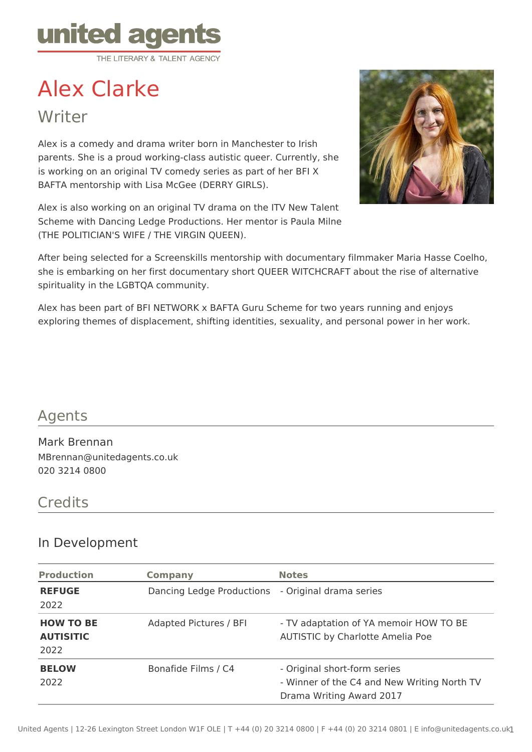# Alex Clarke

## Writer

Alex is a comedy and drama writer born in Manchester to Irish parents. She is a proud working-class autistic queer. Currently, she is working on an original TV comedy series as part of her BFI X BAFTA mentorship with Lisa McGee (DERRY GIRLS).

Alex is also working on an original TV drama on the ITV New Talent Scheme with Dancing Ledge Productions. Her mentor is Paula Milne (THE POLITICIAN'S WIFE / THE VIRGIN QUEEN).

After being selected for a Screenskills mentorship with documentary filmmaker Maria Hasse Coelho, she is embarking on her first documentary short QUEER WITCHCRAFT about the rise of alternative spirituality in the LGBTQA community.

Alex has been part of BFI NETWORK x BAFTA Guru Scheme for two years running and enjoys exploring themes of displacement, shifting identities, sexuality, and personal power in her work.

## Agents

Mark Brennan
MBrennan@unitedagents.co.uk
020 3214 0800

## Credits

### In Development

| Production | Company | Notes |
|---|---|---|
| **REFUGE** 2022 | Dancing Ledge Productions | - Original drama series |
| **HOW TO BE AUTISITIC** 2022 | Adapted Pictures / BFI | - TV adaptation of YA memoir HOW TO BE AUTISTIC by Charlotte Amelia Poe |
| **BELOW** 2022 | Bonafide Films / C4 | - Original short-form series<br>- Winner of the C4 and New Writing North TV Drama Writing Award 2017 |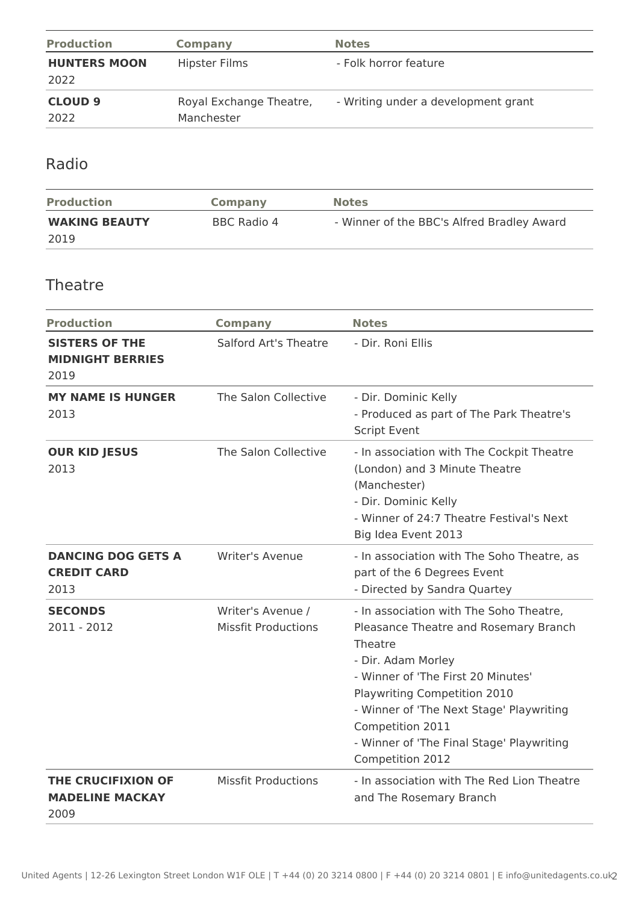| Production | Company | Notes |
|---|---|---|
| **HUNTERS MOON** 2022 | Hipster Films | - Folk horror feature |
| **CLOUD 9** 2022 | Royal Exchange Theatre, Manchester | - Writing under a development grant |

## Radio

| Production | Company | Notes |
|---|---|---|
| **WAKING BEAUTY** 2019 | BBC Radio 4 | - Winner of the BBC's Alfred Bradley Award |

## Theatre

| Production | Company | Notes |
|---|---|---|
| **SISTERS OF THE MIDNIGHT BERRIES** 2019 | Salford Art's Theatre | - Dir. Roni Ellis |
| **MY NAME IS HUNGER** 2013 | The Salon Collective | - Dir. Dominic Kelly<br>- Produced as part of The Park Theatre's Script Event |
| **OUR KID JESUS** 2013 | The Salon Collective | - In association with The Cockpit Theatre (London) and 3 Minute Theatre (Manchester)<br>- Dir. Dominic Kelly<br>- Winner of 24:7 Theatre Festival's Next Big Idea Event 2013 |
| **DANCING DOG GETS A CREDIT CARD** 2013 | Writer's Avenue | - In association with The Soho Theatre, as part of the 6 Degrees Event<br>- Directed by Sandra Quartey |
| **SECONDS** 2011 - 2012 | Writer's Avenue / Missfit Productions | - In association with The Soho Theatre, Pleasance Theatre and Rosemary Branch Theatre<br>- Dir. Adam Morley<br>- Winner of 'The First 20 Minutes' Playwriting Competition 2010<br>- Winner of 'The Next Stage' Playwriting Competition 2011<br>- Winner of 'The Final Stage' Playwriting Competition 2012 |
| **THE CRUCIFIXION OF MADELINE MACKAY** 2009 | Missfit Productions | - In association with The Red Lion Theatre and The Rosemary Branch |